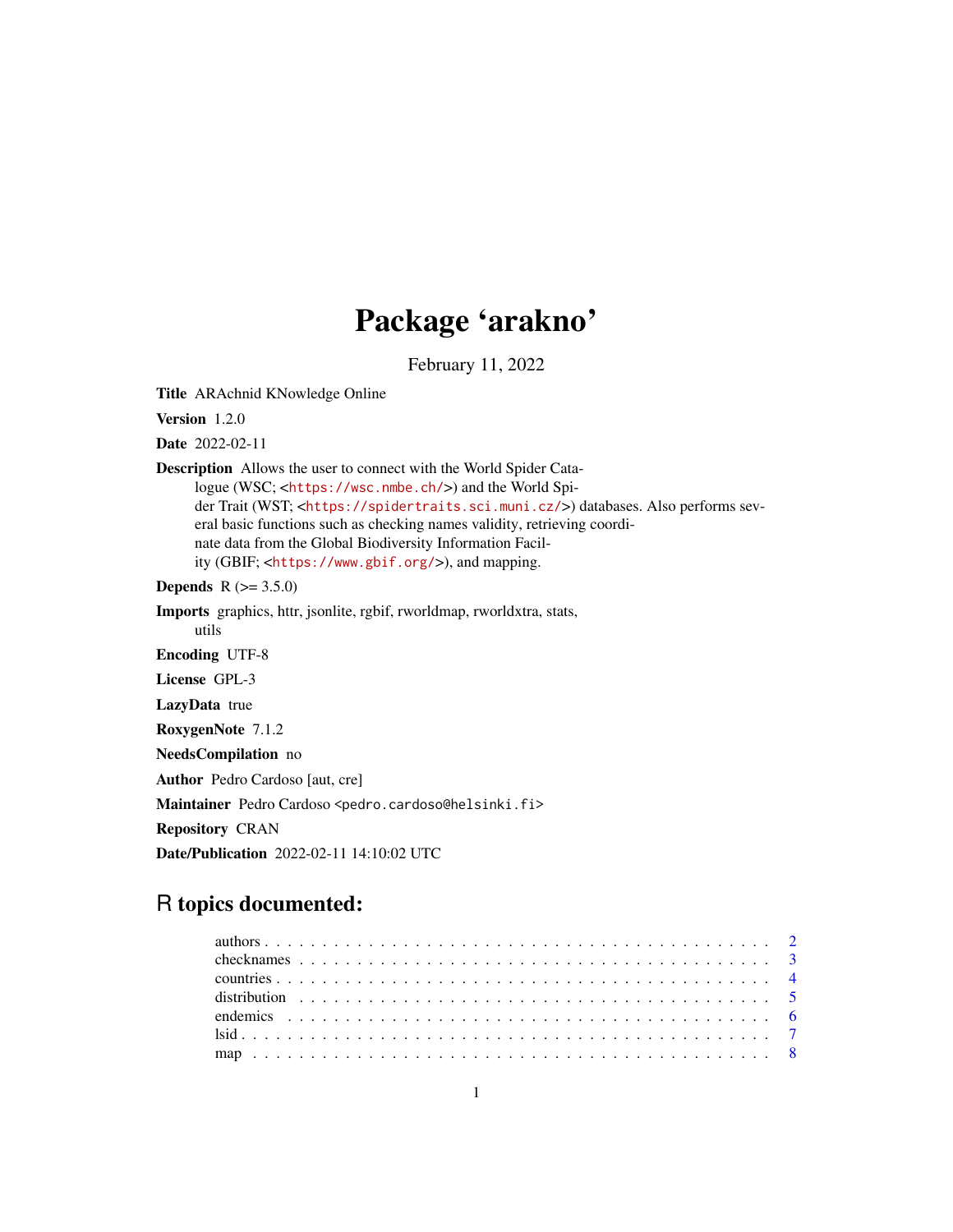# Package 'arakno'

February 11, 2022

**Title** ARAchnid KNowledge Online

**Version** 1.2.0

**Date** 2022-02-11

**Description** Allows the user to connect with the World Spider Catalogue (WSC; <https://wsc.nmbe.ch/>) and the World Spider Trait (WST; <https://spidertraits.sci.muni.cz/>) databases. Also performs several basic functions such as checking names validity, retrieving coordinate data from the Global Biodiversity Information Facility (GBIF; <https://www.gbif.org/>), and mapping.

**Depends** R (>= 3.5.0)

**Imports** graphics, httr, jsonlite, rgbif, rworldmap, rworldxtra, stats, utils

**Encoding** UTF-8

**License** GPL-3

**LazyData** true

**RoxygenNote** 7.1.2

**NeedsCompilation** no

**Author** Pedro Cardoso [aut, cre]

**Maintainer** Pedro Cardoso <pedro.cardoso@helsinki.fi>

**Repository** CRAN

**Date/Publication** 2022-02-11 14:10:02 UTC

## R topics documented:

authors . . . . . . . . . . . . . . . . . . . . . . . . . . . . . . . . . . . . . . . . . 2
checknames . . . . . . . . . . . . . . . . . . . . . . . . . . . . . . . . . . . . . . . 3
countries . . . . . . . . . . . . . . . . . . . . . . . . . . . . . . . . . . . . . . . . 4
distribution . . . . . . . . . . . . . . . . . . . . . . . . . . . . . . . . . . . . . . 5
endemics . . . . . . . . . . . . . . . . . . . . . . . . . . . . . . . . . . . . . . . 6
lsid . . . . . . . . . . . . . . . . . . . . . . . . . . . . . . . . . . . . . . . . . . 7
map . . . . . . . . . . . . . . . . . . . . . . . . . . . . . . . . . . . . . . . . . . 8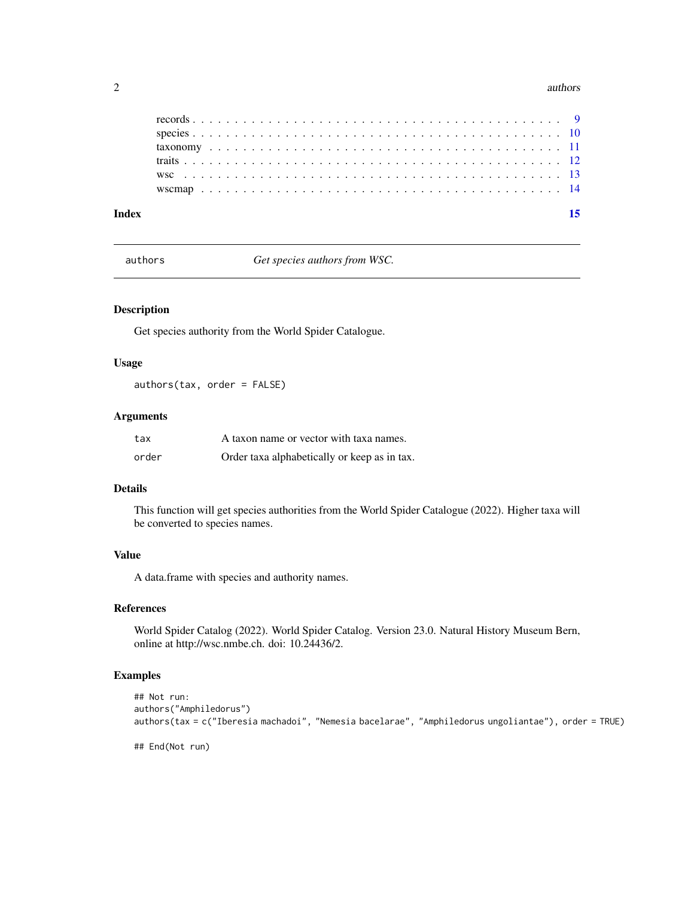records . . . . . . . . . . . . . . . . . . . . . . . . . . . . . . . . . . . . . . . . 9
species . . . . . . . . . . . . . . . . . . . . . . . . . . . . . . . . . . . . . . . . 10
taxonomy . . . . . . . . . . . . . . . . . . . . . . . . . . . . . . . . . . . . . . . 11
traits . . . . . . . . . . . . . . . . . . . . . . . . . . . . . . . . . . . . . . . . . 12
wsc . . . . . . . . . . . . . . . . . . . . . . . . . . . . . . . . . . . . . . . . . . 13
wscmap . . . . . . . . . . . . . . . . . . . . . . . . . . . . . . . . . . . . . . . . 14

**Index** **15**

---

`authors` *Get species authors from WSC.*

---

### Description

Get species authority from the World Spider Catalogue.

### Usage

```
authors(tax, order = FALSE)
```

### Arguments

| | |
|---|---|
| `tax` | A taxon name or vector with taxa names. |
| `order` | Order taxa alphabetically or keep as in tax. |

### Details

This function will get species authorities from the World Spider Catalogue (2022). Higher taxa will be converted to species names.

### Value

A data.frame with species and authority names.

### References

World Spider Catalog (2022). World Spider Catalog. Version 23.0. Natural History Museum Bern, online at http://wsc.nmbe.ch. doi: 10.24436/2.

### Examples

```
## Not run:
authors("Amphiledorus")
authors(tax = c("Iberesia machadoi", "Nemesia bacelarae", "Amphiledorus ungoliantae"), order = TRUE)

## End(Not run)
```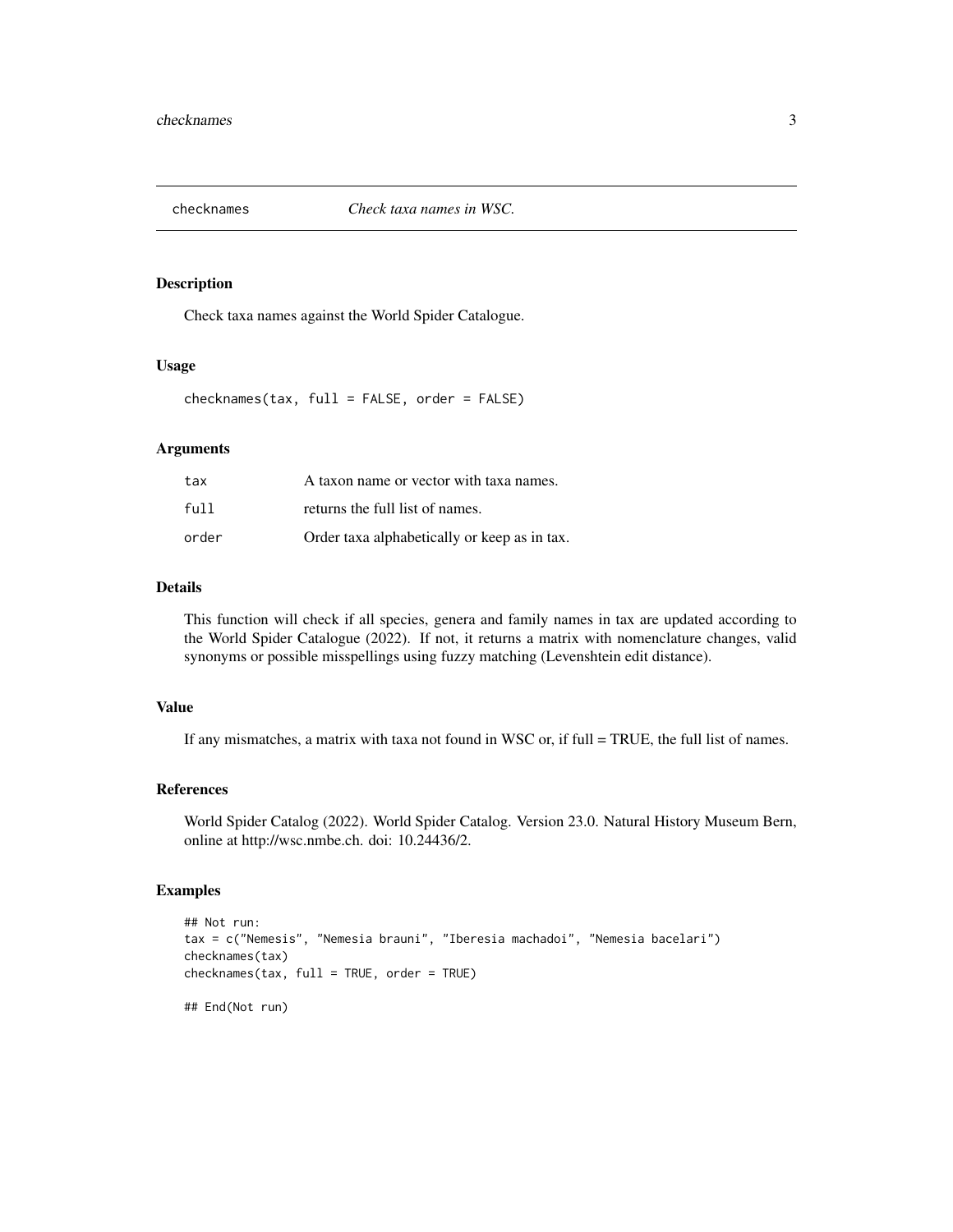## checknames — *Check taxa names in WSC.*

### Description

Check taxa names against the World Spider Catalogue.

### Usage

```
checknames(tax, full = FALSE, order = FALSE)
```

### Arguments

| | |
|---|---|
| `tax` | A taxon name or vector with taxa names. |
| `full` | returns the full list of names. |
| `order` | Order taxa alphabetically or keep as in tax. |

### Details

This function will check if all species, genera and family names in tax are updated according to the World Spider Catalogue (2022). If not, it returns a matrix with nomenclature changes, valid synonyms or possible misspellings using fuzzy matching (Levenshtein edit distance).

### Value

If any mismatches, a matrix with taxa not found in WSC or, if full = TRUE, the full list of names.

### References

World Spider Catalog (2022). World Spider Catalog. Version 23.0. Natural History Museum Bern, online at http://wsc.nmbe.ch. doi: 10.24436/2.

### Examples

```
## Not run:
tax = c("Nemesis", "Nemesia brauni", "Iberesia machadoi", "Nemesia bacelari")
checknames(tax)
checknames(tax, full = TRUE, order = TRUE)

## End(Not run)
```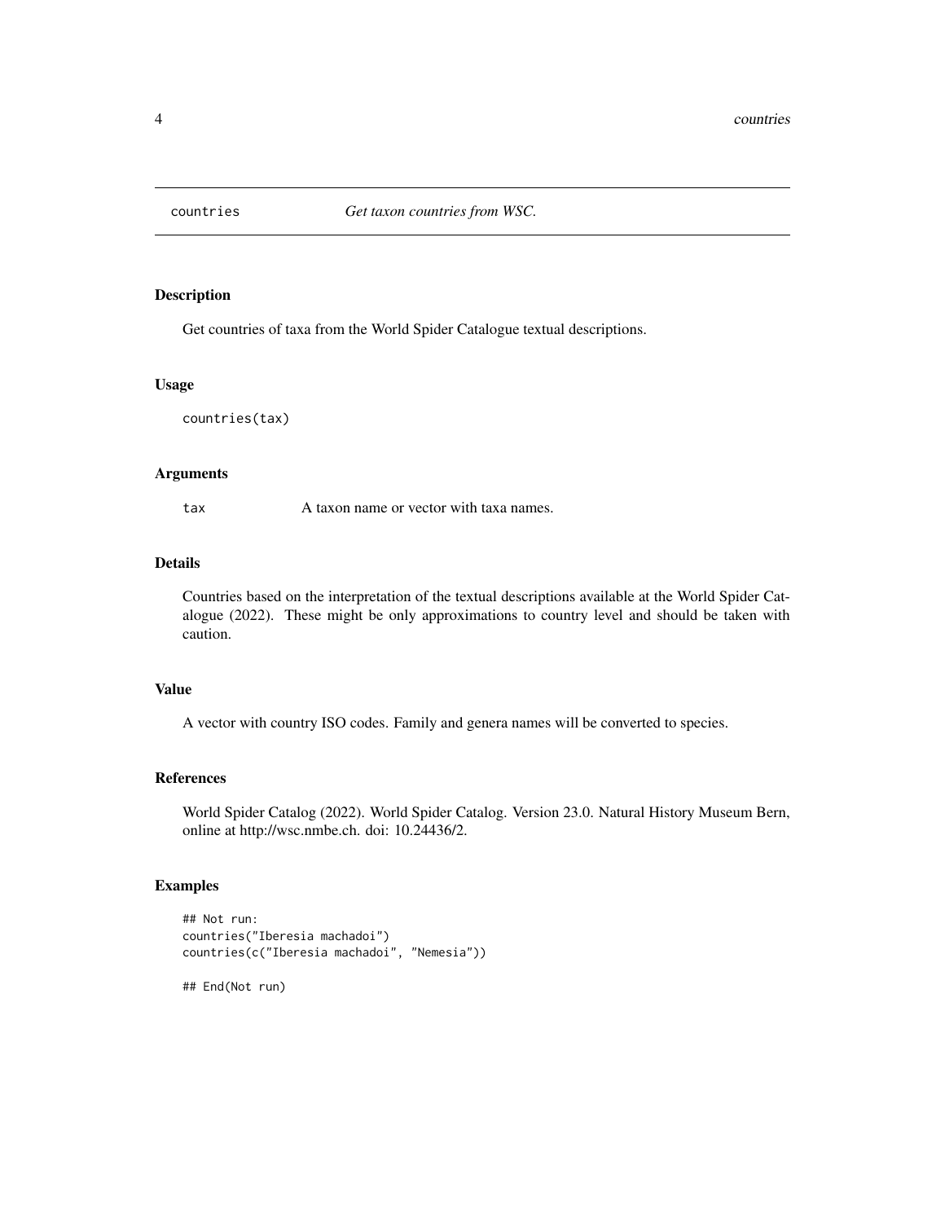`countries` *Get taxon countries from WSC.*

## Description

Get countries of taxa from the World Spider Catalogue textual descriptions.

## Usage

```
countries(tax)
```

## Arguments

| | |
|---|---|
| `tax` | A taxon name or vector with taxa names. |

## Details

Countries based on the interpretation of the textual descriptions available at the World Spider Catalogue (2022). These might be only approximations to country level and should be taken with caution.

## Value

A vector with country ISO codes. Family and genera names will be converted to species.

## References

World Spider Catalog (2022). World Spider Catalog. Version 23.0. Natural History Museum Bern, online at http://wsc.nmbe.ch. doi: 10.24436/2.

## Examples

```
## Not run:
countries("Iberesia machadoi")
countries(c("Iberesia machadoi", "Nemesia"))

## End(Not run)
```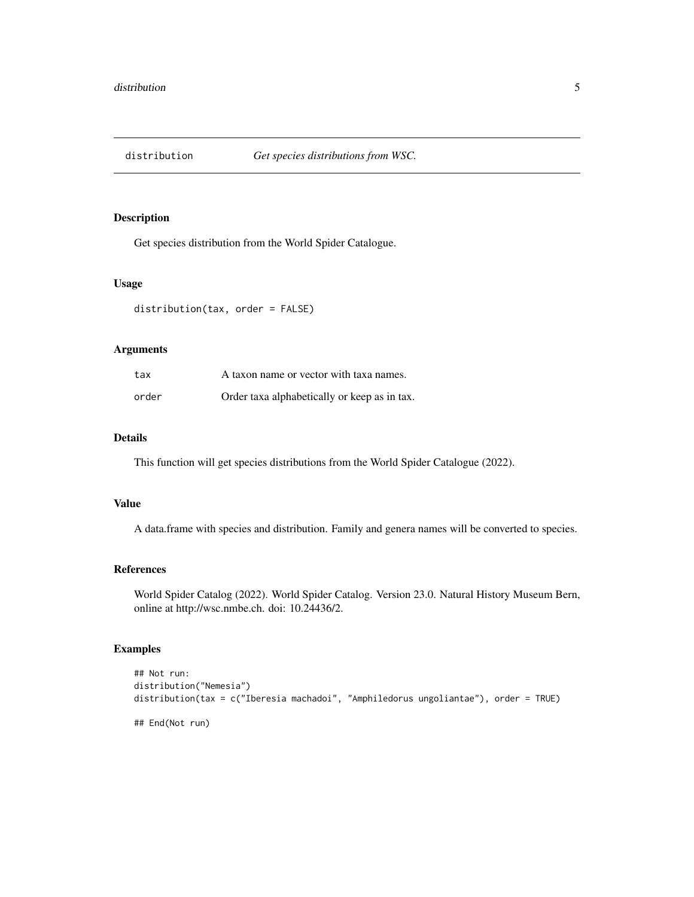# distribution — *Get species distributions from WSC.*

## Description

Get species distribution from the World Spider Catalogue.

## Usage

```
distribution(tax, order = FALSE)
```

## Arguments

| | |
|---|---|
| `tax` | A taxon name or vector with taxa names. |
| `order` | Order taxa alphabetically or keep as in tax. |

## Details

This function will get species distributions from the World Spider Catalogue (2022).

## Value

A data.frame with species and distribution. Family and genera names will be converted to species.

## References

World Spider Catalog (2022). World Spider Catalog. Version 23.0. Natural History Museum Bern, online at http://wsc.nmbe.ch. doi: 10.24436/2.

## Examples

```
## Not run:
distribution("Nemesia")
distribution(tax = c("Iberesia machadoi", "Amphiledorus ungoliantae"), order = TRUE)

## End(Not run)
```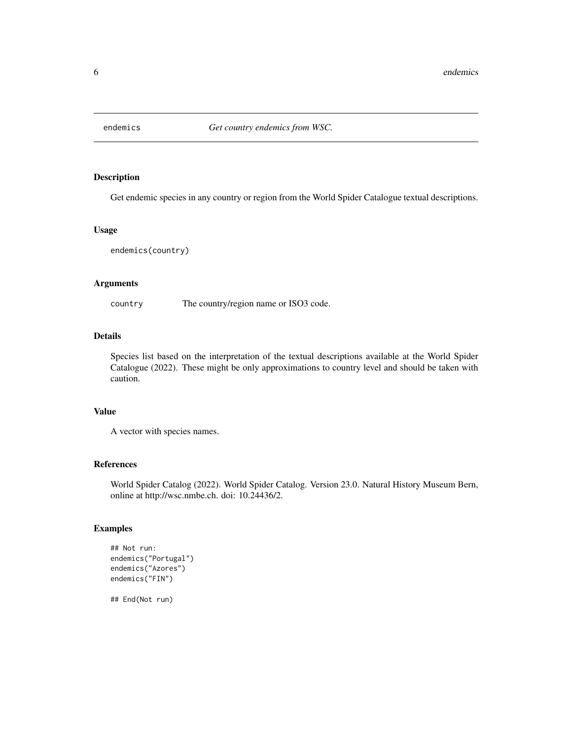endemics *Get country endemics from WSC.*

## Description

Get endemic species in any country or region from the World Spider Catalogue textual descriptions.

## Usage

```
endemics(country)
```

## Arguments

| | |
|---|---|
| `country` | The country/region name or ISO3 code. |

## Details

Species list based on the interpretation of the textual descriptions available at the World Spider Catalogue (2022). These might be only approximations to country level and should be taken with caution.

## Value

A vector with species names.

## References

World Spider Catalog (2022). World Spider Catalog. Version 23.0. Natural History Museum Bern, online at http://wsc.nmbe.ch. doi: 10.24436/2.

## Examples

```
## Not run:
endemics("Portugal")
endemics("Azores")
endemics("FIN")

## End(Not run)
```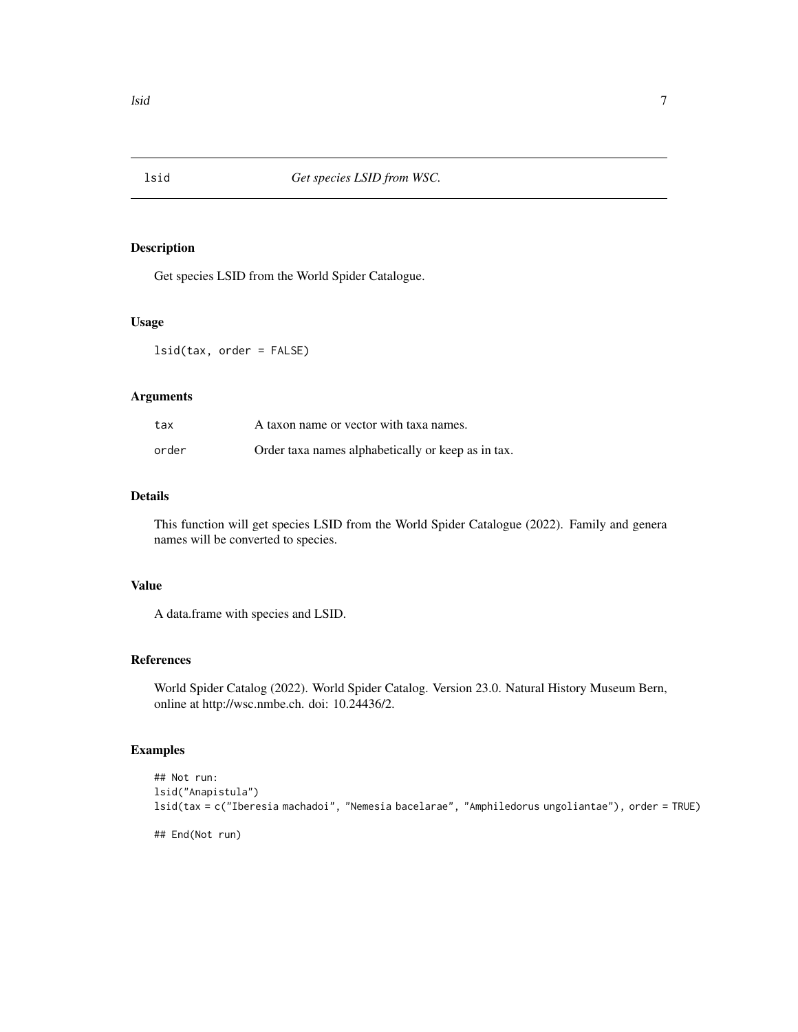# lsid — *Get species LSID from WSC.*

## Description

Get species LSID from the World Spider Catalogue.

## Usage

```
lsid(tax, order = FALSE)
```

## Arguments

| | |
|---|---|
| tax | A taxon name or vector with taxa names. |
| order | Order taxa names alphabetically or keep as in tax. |

## Details

This function will get species LSID from the World Spider Catalogue (2022). Family and genera names will be converted to species.

## Value

A data.frame with species and LSID.

## References

World Spider Catalog (2022). World Spider Catalog. Version 23.0. Natural History Museum Bern, online at http://wsc.nmbe.ch. doi: 10.24436/2.

## Examples

```
## Not run:
lsid("Anapistula")
lsid(tax = c("Iberesia machadoi", "Nemesia bacelarae", "Amphiledorus ungoliantae"), order = TRUE)

## End(Not run)
```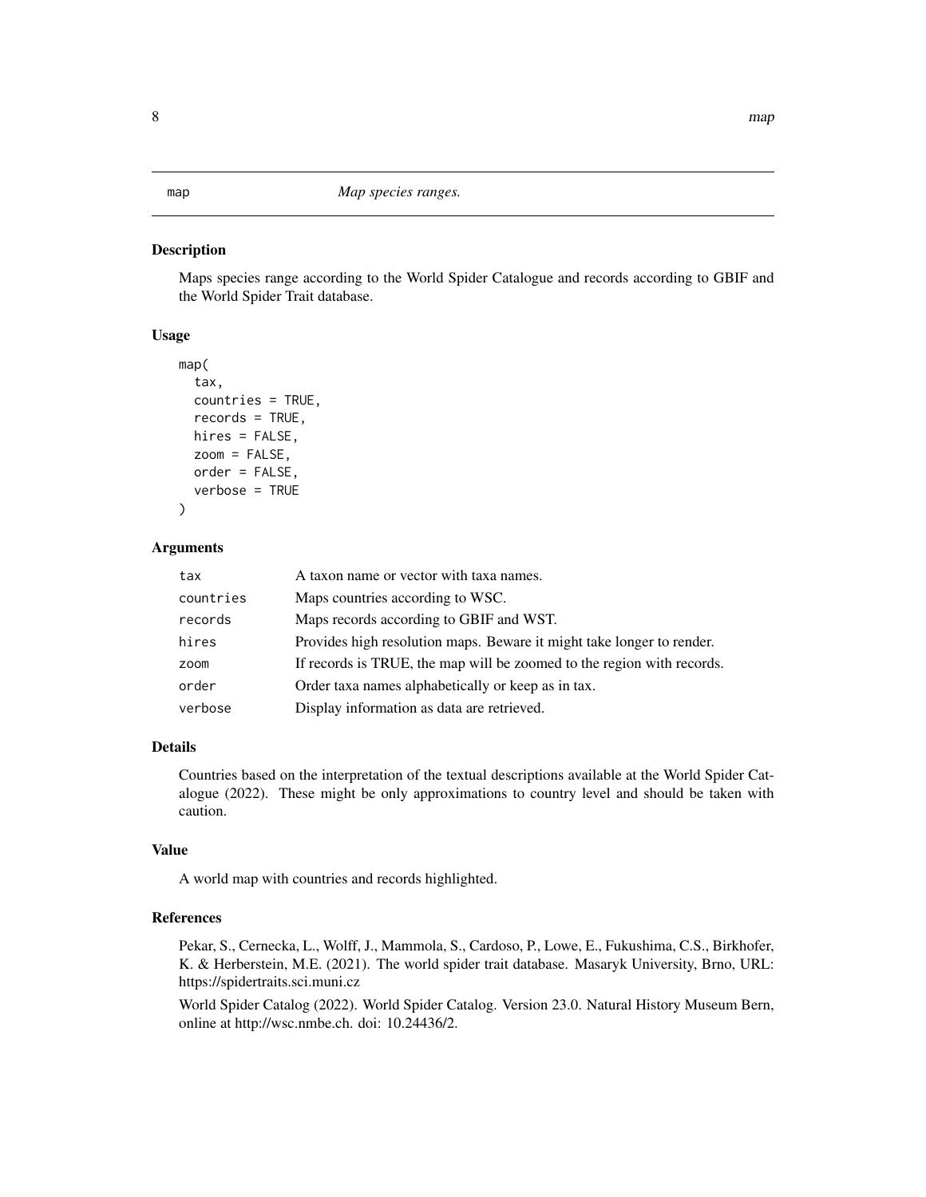## map — *Map species ranges.*

### Description

Maps species range according to the World Spider Catalogue and records according to GBIF and the World Spider Trait database.

### Usage

```
map(
  tax,
  countries = TRUE,
  records = TRUE,
  hires = FALSE,
  zoom = FALSE,
  order = FALSE,
  verbose = TRUE
)
```

### Arguments

| | |
|---|---|
| tax | A taxon name or vector with taxa names. |
| countries | Maps countries according to WSC. |
| records | Maps records according to GBIF and WST. |
| hires | Provides high resolution maps. Beware it might take longer to render. |
| zoom | If records is TRUE, the map will be zoomed to the region with records. |
| order | Order taxa names alphabetically or keep as in tax. |
| verbose | Display information as data are retrieved. |

### Details

Countries based on the interpretation of the textual descriptions available at the World Spider Catalogue (2022). These might be only approximations to country level and should be taken with caution.

### Value

A world map with countries and records highlighted.

### References

Pekar, S., Cernecka, L., Wolff, J., Mammola, S., Cardoso, P., Lowe, E., Fukushima, C.S., Birkhofer, K. & Herberstein, M.E. (2021). The world spider trait database. Masaryk University, Brno, URL: https://spidertraits.sci.muni.cz

World Spider Catalog (2022). World Spider Catalog. Version 23.0. Natural History Museum Bern, online at http://wsc.nmbe.ch. doi: 10.24436/2.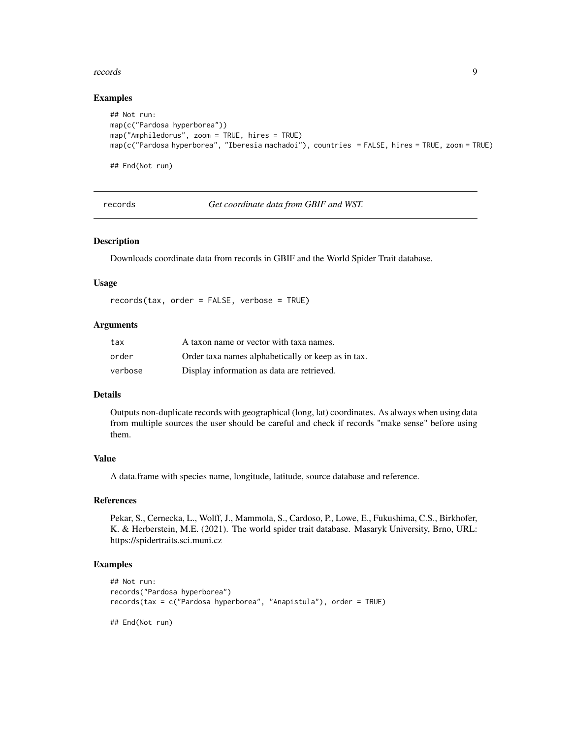### Examples

```
## Not run:
map(c("Pardosa hyperborea"))
map("Amphiledorus", zoom = TRUE, hires = TRUE)
map(c("Pardosa hyperborea", "Iberesia machadoi"), countries  = FALSE, hires = TRUE, zoom = TRUE)

## End(Not run)
```

---

## records — *Get coordinate data from GBIF and WST.*

---

### Description

Downloads coordinate data from records in GBIF and the World Spider Trait database.

### Usage

```
records(tax, order = FALSE, verbose = TRUE)
```

### Arguments

| | |
|---|---|
| tax | A taxon name or vector with taxa names. |
| order | Order taxa names alphabetically or keep as in tax. |
| verbose | Display information as data are retrieved. |

### Details

Outputs non-duplicate records with geographical (long, lat) coordinates. As always when using data from multiple sources the user should be careful and check if records "make sense" before using them.

### Value

A data.frame with species name, longitude, latitude, source database and reference.

### References

Pekar, S., Cernecka, L., Wolff, J., Mammola, S., Cardoso, P., Lowe, E., Fukushima, C.S., Birkhofer, K. & Herberstein, M.E. (2021). The world spider trait database. Masaryk University, Brno, URL: https://spidertraits.sci.muni.cz

### Examples

```
## Not run:
records("Pardosa hyperborea")
records(tax = c("Pardosa hyperborea", "Anapistula"), order = TRUE)

## End(Not run)
```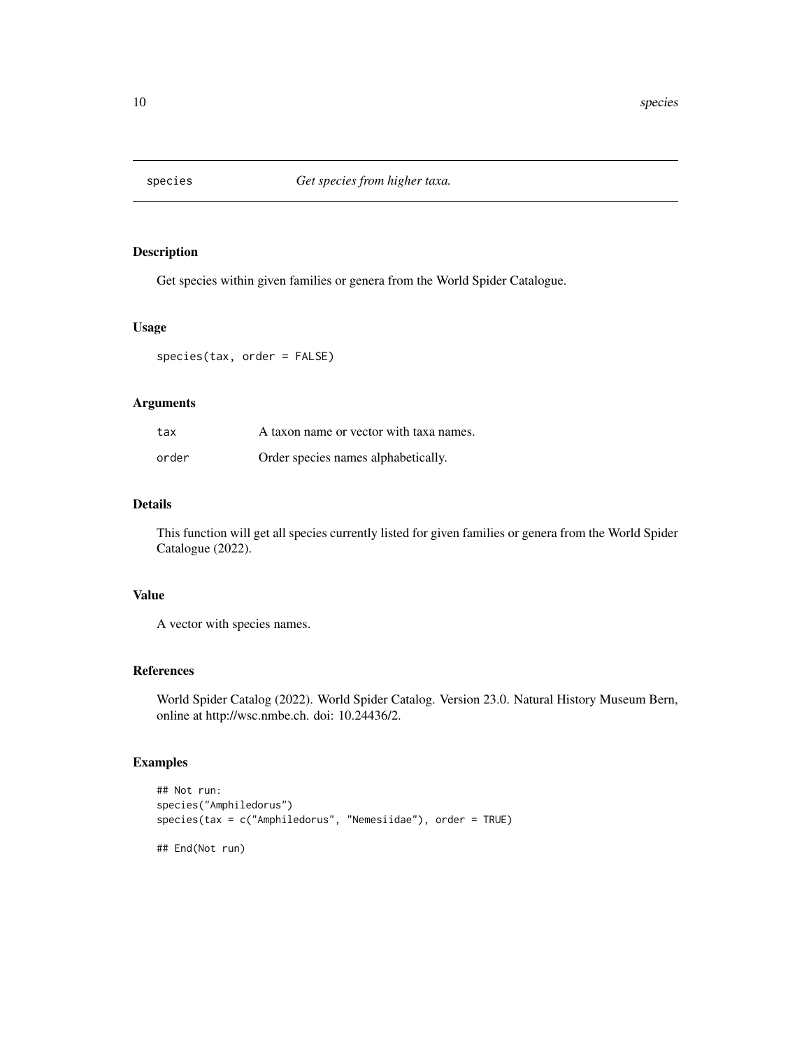# species *Get species from higher taxa.*

## Description

Get species within given families or genera from the World Spider Catalogue.

## Usage

```
species(tax, order = FALSE)
```

## Arguments

| | |
|---|---|
| tax | A taxon name or vector with taxa names. |
| order | Order species names alphabetically. |

## Details

This function will get all species currently listed for given families or genera from the World Spider Catalogue (2022).

## Value

A vector with species names.

## References

World Spider Catalog (2022). World Spider Catalog. Version 23.0. Natural History Museum Bern, online at http://wsc.nmbe.ch. doi: 10.24436/2.

## Examples

```
## Not run:
species("Amphiledorus")
species(tax = c("Amphiledorus", "Nemesiidae"), order = TRUE)

## End(Not run)
```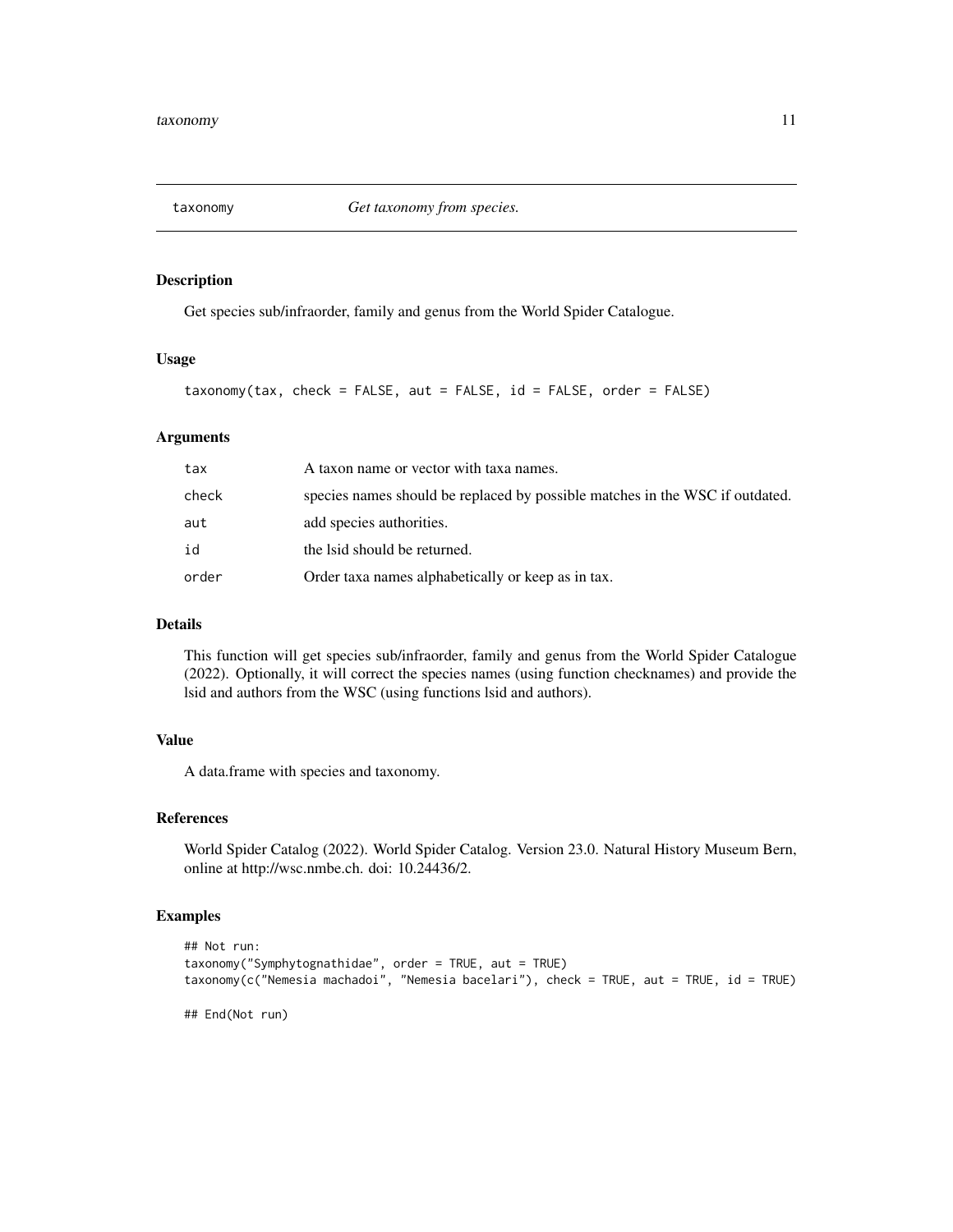# taxonomy — *Get taxonomy from species.*

## Description

Get species sub/infraorder, family and genus from the World Spider Catalogue.

## Usage

```
taxonomy(tax, check = FALSE, aut = FALSE, id = FALSE, order = FALSE)
```

## Arguments

| | |
|---|---|
| `tax` | A taxon name or vector with taxa names. |
| `check` | species names should be replaced by possible matches in the WSC if outdated. |
| `aut` | add species authorities. |
| `id` | the lsid should be returned. |
| `order` | Order taxa names alphabetically or keep as in tax. |

## Details

This function will get species sub/infraorder, family and genus from the World Spider Catalogue (2022). Optionally, it will correct the species names (using function checknames) and provide the lsid and authors from the WSC (using functions lsid and authors).

## Value

A data.frame with species and taxonomy.

## References

World Spider Catalog (2022). World Spider Catalog. Version 23.0. Natural History Museum Bern, online at http://wsc.nmbe.ch. doi: 10.24436/2.

## Examples

```
## Not run:
taxonomy("Symphytognathidae", order = TRUE, aut = TRUE)
taxonomy(c("Nemesia machadoi", "Nemesia bacelari"), check = TRUE, aut = TRUE, id = TRUE)

## End(Not run)
```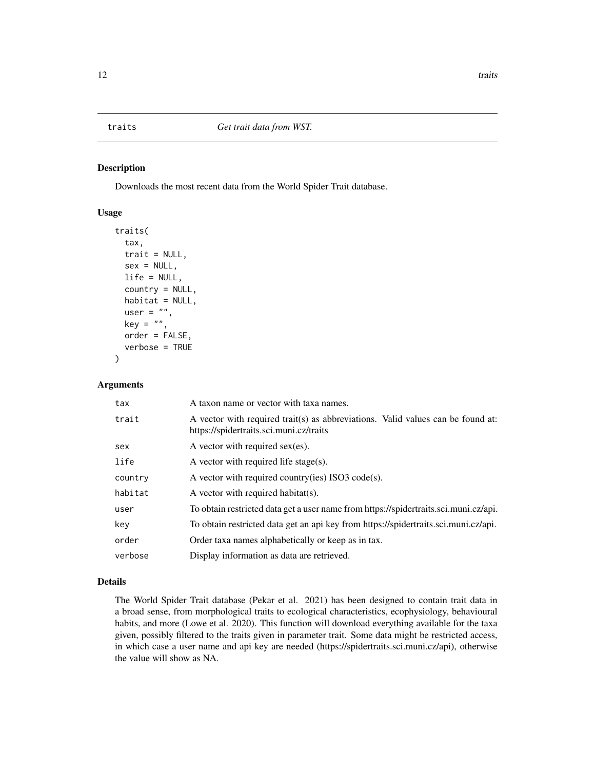## traits — *Get trait data from WST.*

### Description

Downloads the most recent data from the World Spider Trait database.

### Usage

```
traits(
  tax,
  trait = NULL,
  sex = NULL,
  life = NULL,
  country = NULL,
  habitat = NULL,
  user = "",
  key = "",
  order = FALSE,
  verbose = TRUE
)
```

### Arguments

| Argument | Description |
|---|---|
| `tax` | A taxon name or vector with taxa names. |
| `trait` | A vector with required trait(s) as abbreviations. Valid values can be found at: https://spidertraits.sci.muni.cz/traits |
| `sex` | A vector with required sex(es). |
| `life` | A vector with required life stage(s). |
| `country` | A vector with required country(ies) ISO3 code(s). |
| `habitat` | A vector with required habitat(s). |
| `user` | To obtain restricted data get a user name from https://spidertraits.sci.muni.cz/api. |
| `key` | To obtain restricted data get an api key from https://spidertraits.sci.muni.cz/api. |
| `order` | Order taxa names alphabetically or keep as in tax. |
| `verbose` | Display information as data are retrieved. |

### Details

The World Spider Trait database (Pekar et al. 2021) has been designed to contain trait data in a broad sense, from morphological traits to ecological characteristics, ecophysiology, behavioural habits, and more (Lowe et al. 2020). This function will download everything available for the taxa given, possibly filtered to the traits given in parameter trait. Some data might be restricted access, in which case a user name and api key are needed (https://spidertraits.sci.muni.cz/api), otherwise the value will show as NA.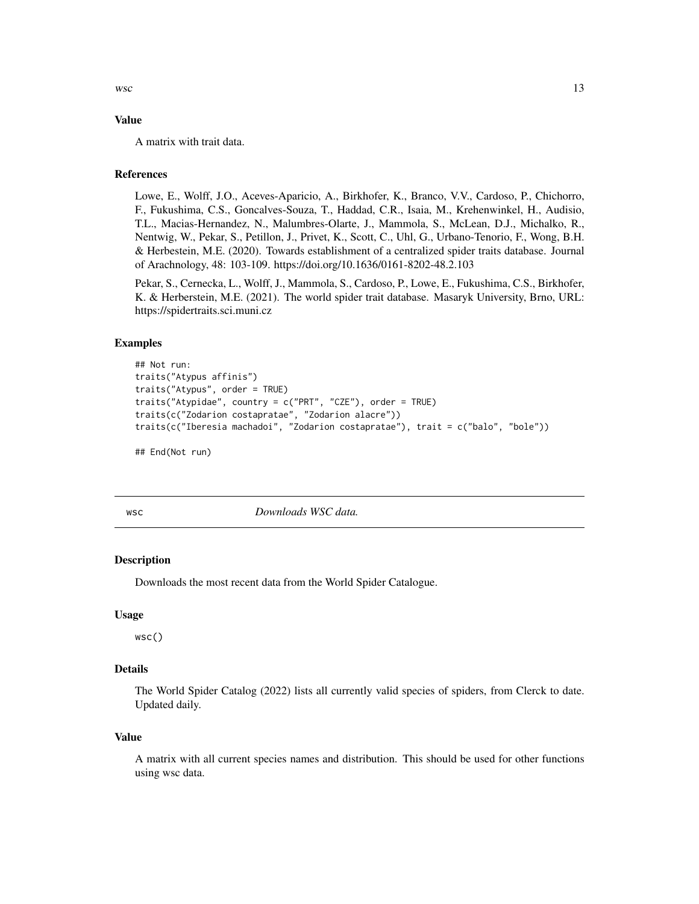### Value

A matrix with trait data.

### References

Lowe, E., Wolff, J.O., Aceves-Aparicio, A., Birkhofer, K., Branco, V.V., Cardoso, P., Chichorro, F., Fukushima, C.S., Goncalves-Souza, T., Haddad, C.R., Isaia, M., Krehenwinkel, H., Audisio, T.L., Macias-Hernandez, N., Malumbres-Olarte, J., Mammola, S., McLean, D.J., Michalko, R., Nentwig, W., Pekar, S., Petillon, J., Privet, K., Scott, C., Uhl, G., Urbano-Tenorio, F., Wong, B.H. & Herbestein, M.E. (2020). Towards establishment of a centralized spider traits database. Journal of Arachnology, 48: 103-109. https://doi.org/10.1636/0161-8202-48.2.103

Pekar, S., Cernecka, L., Wolff, J., Mammola, S., Cardoso, P., Lowe, E., Fukushima, C.S., Birkhofer, K. & Herberstein, M.E. (2021). The world spider trait database. Masaryk University, Brno, URL: https://spidertraits.sci.muni.cz

### Examples

```
## Not run:
traits("Atypus affinis")
traits("Atypus", order = TRUE)
traits("Atypidae", country = c("PRT", "CZE"), order = TRUE)
traits(c("Zodarion costapratae", "Zodarion alacre"))
traits(c("Iberesia machadoi", "Zodarion costapratae"), trait = c("balo", "bole"))

## End(Not run)
```

---

## wsc — *Downloads WSC data.*

### Description

Downloads the most recent data from the World Spider Catalogue.

### Usage

```
wsc()
```

### Details

The World Spider Catalog (2022) lists all currently valid species of spiders, from Clerck to date. Updated daily.

### Value

A matrix with all current species names and distribution. This should be used for other functions using wsc data.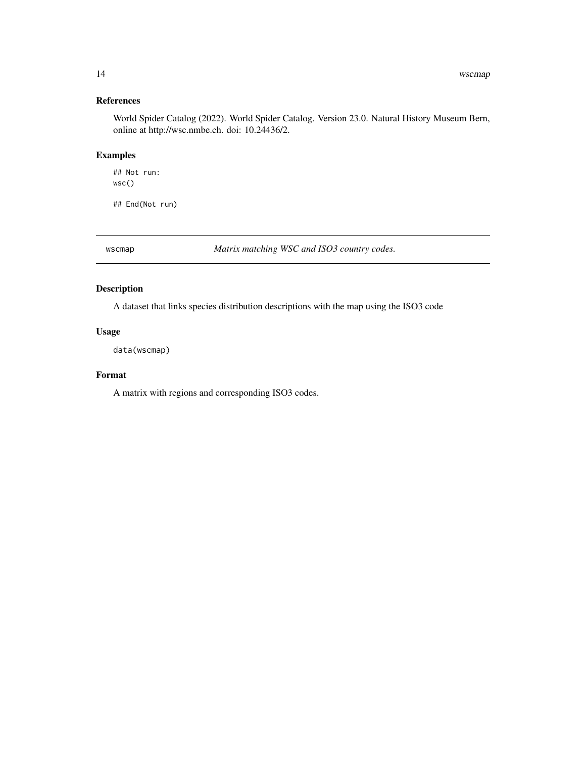### References

World Spider Catalog (2022). World Spider Catalog. Version 23.0. Natural History Museum Bern, online at http://wsc.nmbe.ch. doi: 10.24436/2.

### Examples

```
## Not run:
wsc()

## End(Not run)
```

---

## wscmap — *Matrix matching WSC and ISO3 country codes.*

---

### Description

A dataset that links species distribution descriptions with the map using the ISO3 code

### Usage

```
data(wscmap)
```

### Format

A matrix with regions and corresponding ISO3 codes.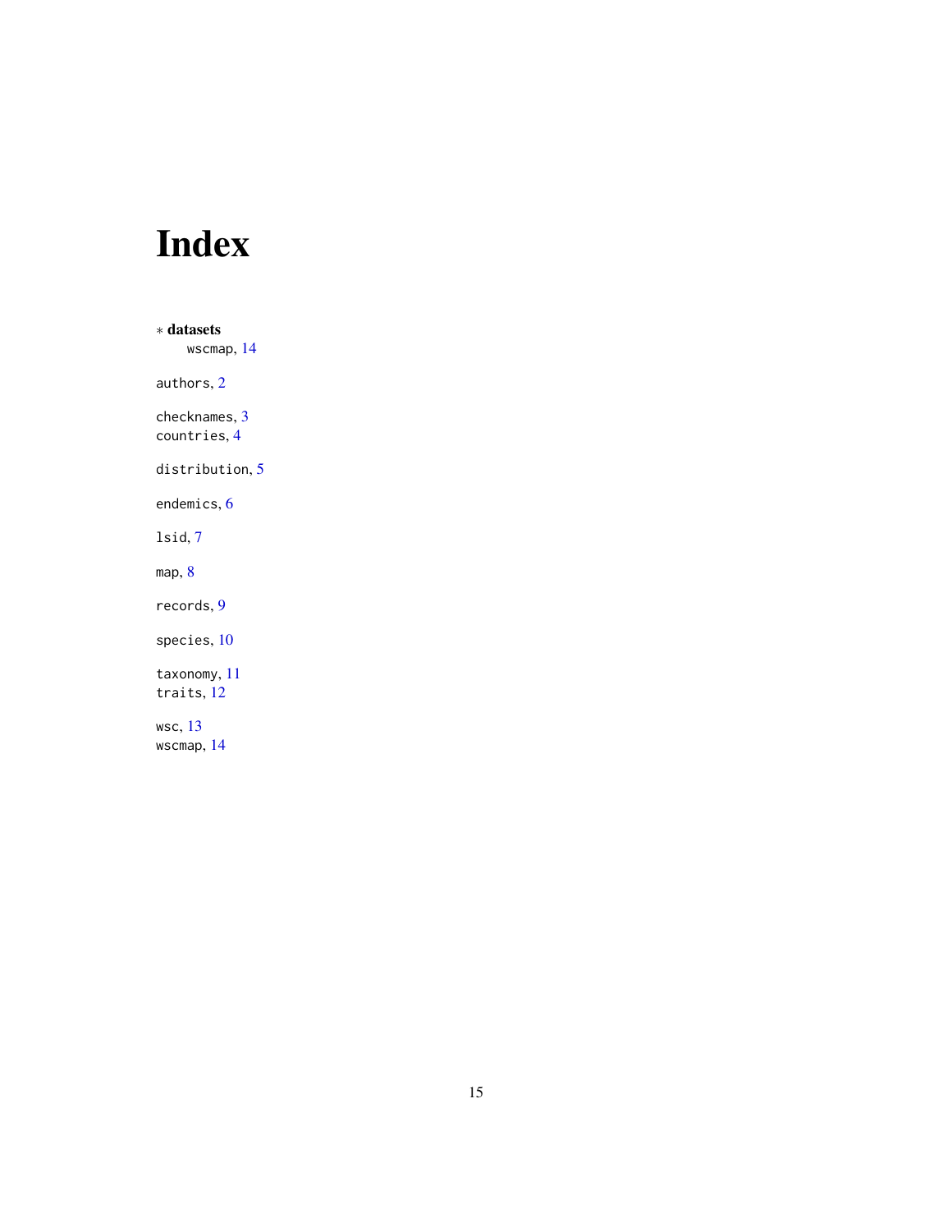# Index

* **datasets**
  wscmap, 14

authors, 2

checknames, 3
countries, 4

distribution, 5

endemics, 6

lsid, 7

map, 8

records, 9

species, 10

taxonomy, 11
traits, 12

wsc, 13
wscmap, 14